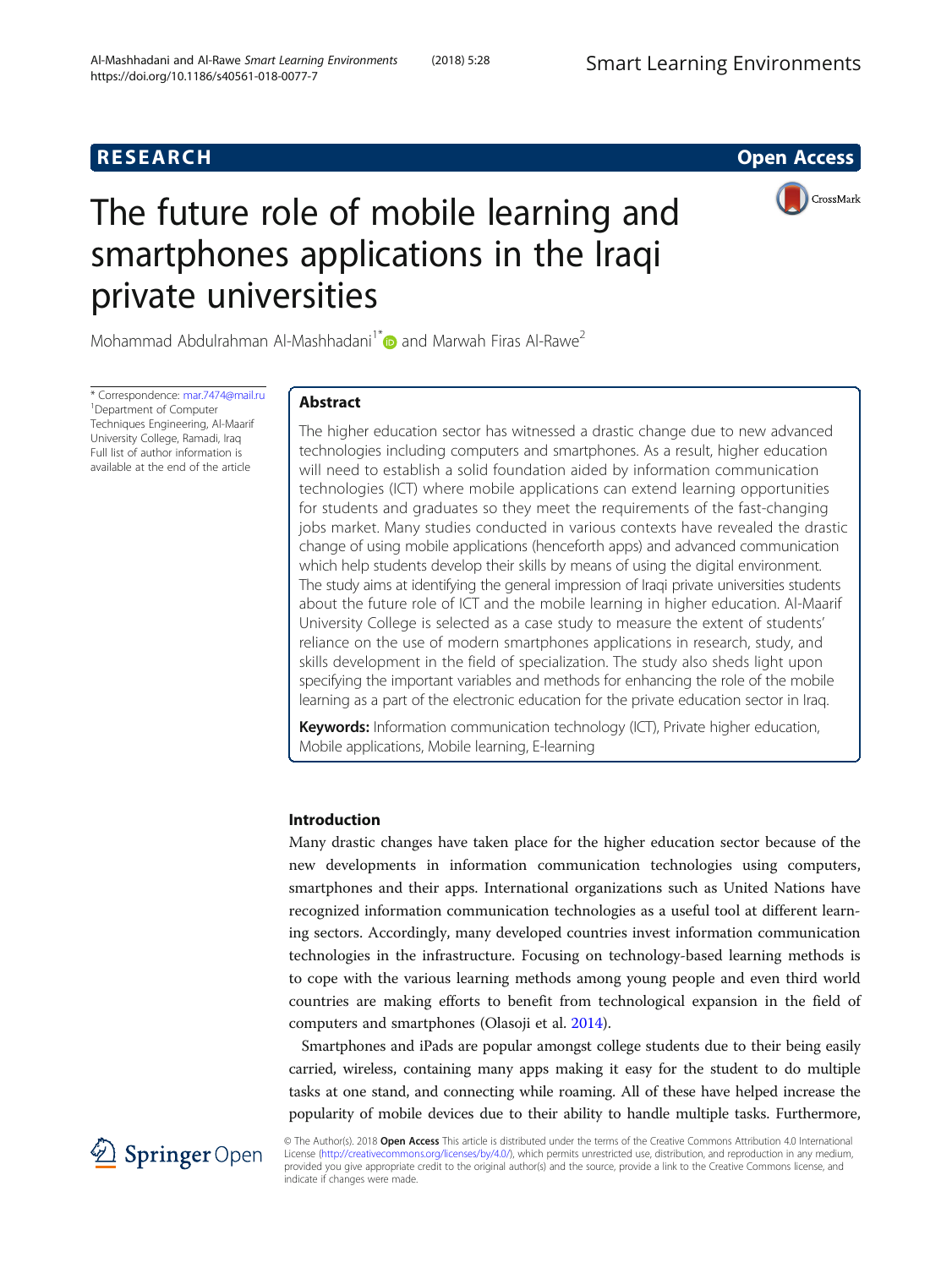RESEARCH

Open Access

# The future role of mobile learning and smartphones applications in the Iraqi private universities

Mohammad Abdulrahman Al-Mashhadani[1]* and Marwah Firas Al-Rawe[2]

* Correspondence: mar.7474@mail.ru
[1]Department of Computer Techniques Engineering, Al-Maarif University College, Ramadi, Iraq
Full list of author information is available at the end of the article

## Abstract

The higher education sector has witnessed a drastic change due to new advanced technologies including computers and smartphones. As a result, higher education will need to establish a solid foundation aided by information communication technologies (ICT) where mobile applications can extend learning opportunities for students and graduates so they meet the requirements of the fast-changing jobs market. Many studies conducted in various contexts have revealed the drastic change of using mobile applications (henceforth apps) and advanced communication which help students develop their skills by means of using the digital environment. The study aims at identifying the general impression of Iraqi private universities students about the future role of ICT and the mobile learning in higher education. Al-Maarif University College is selected as a case study to measure the extent of students' reliance on the use of modern smartphones applications in research, study, and skills development in the field of specialization. The study also sheds light upon specifying the important variables and methods for enhancing the role of the mobile learning as a part of the electronic education for the private education sector in Iraq.

**Keywords:** Information communication technology (ICT), Private higher education, Mobile applications, Mobile learning, E-learning

## Introduction

Many drastic changes have taken place for the higher education sector because of the new developments in information communication technologies using computers, smartphones and their apps. International organizations such as United Nations have recognized information communication technologies as a useful tool at different learning sectors. Accordingly, many developed countries invest information communication technologies in the infrastructure. Focusing on technology-based learning methods is to cope with the various learning methods among young people and even third world countries are making efforts to benefit from technological expansion in the field of computers and smartphones (Olasoji et al. 2014).

Smartphones and iPads are popular amongst college students due to their being easily carried, wireless, containing many apps making it easy for the student to do multiple tasks at one stand, and connecting while roaming. All of these have helped increase the popularity of mobile devices due to their ability to handle multiple tasks. Furthermore,

© The Author(s). 2018 **Open Access** This article is distributed under the terms of the Creative Commons Attribution 4.0 International License (http://creativecommons.org/licenses/by/4.0/), which permits unrestricted use, distribution, and reproduction in any medium, provided you give appropriate credit to the original author(s) and the source, provide a link to the Creative Commons license, and indicate if changes were made.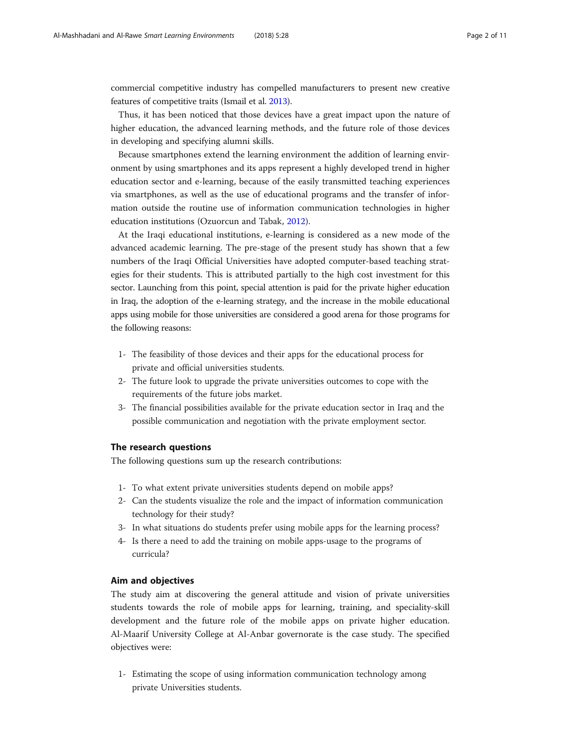commercial competitive industry has compelled manufacturers to present new creative features of competitive traits (Ismail et al. 2013).

Thus, it has been noticed that those devices have a great impact upon the nature of higher education, the advanced learning methods, and the future role of those devices in developing and specifying alumni skills.

Because smartphones extend the learning environment the addition of learning environment by using smartphones and its apps represent a highly developed trend in higher education sector and e-learning, because of the easily transmitted teaching experiences via smartphones, as well as the use of educational programs and the transfer of information outside the routine use of information communication technologies in higher education institutions (Ozuorcun and Tabak, 2012).

At the Iraqi educational institutions, e-learning is considered as a new mode of the advanced academic learning. The pre-stage of the present study has shown that a few numbers of the Iraqi Official Universities have adopted computer-based teaching strategies for their students. This is attributed partially to the high cost investment for this sector. Launching from this point, special attention is paid for the private higher education in Iraq, the adoption of the e-learning strategy, and the increase in the mobile educational apps using mobile for those universities are considered a good arena for those programs for the following reasons:

1- The feasibility of those devices and their apps for the educational process for private and official universities students.
2- The future look to upgrade the private universities outcomes to cope with the requirements of the future jobs market.
3- The financial possibilities available for the private education sector in Iraq and the possible communication and negotiation with the private employment sector.

## The research questions

The following questions sum up the research contributions:

1- To what extent private universities students depend on mobile apps?
2- Can the students visualize the role and the impact of information communication technology for their study?
3- In what situations do students prefer using mobile apps for the learning process?
4- Is there a need to add the training on mobile apps-usage to the programs of curricula?

## Aim and objectives

The study aim at discovering the general attitude and vision of private universities students towards the role of mobile apps for learning, training, and speciality-skill development and the future role of the mobile apps on private higher education. Al-Maarif University College at Al-Anbar governorate is the case study. The specified objectives were:

1- Estimating the scope of using information communication technology among private Universities students.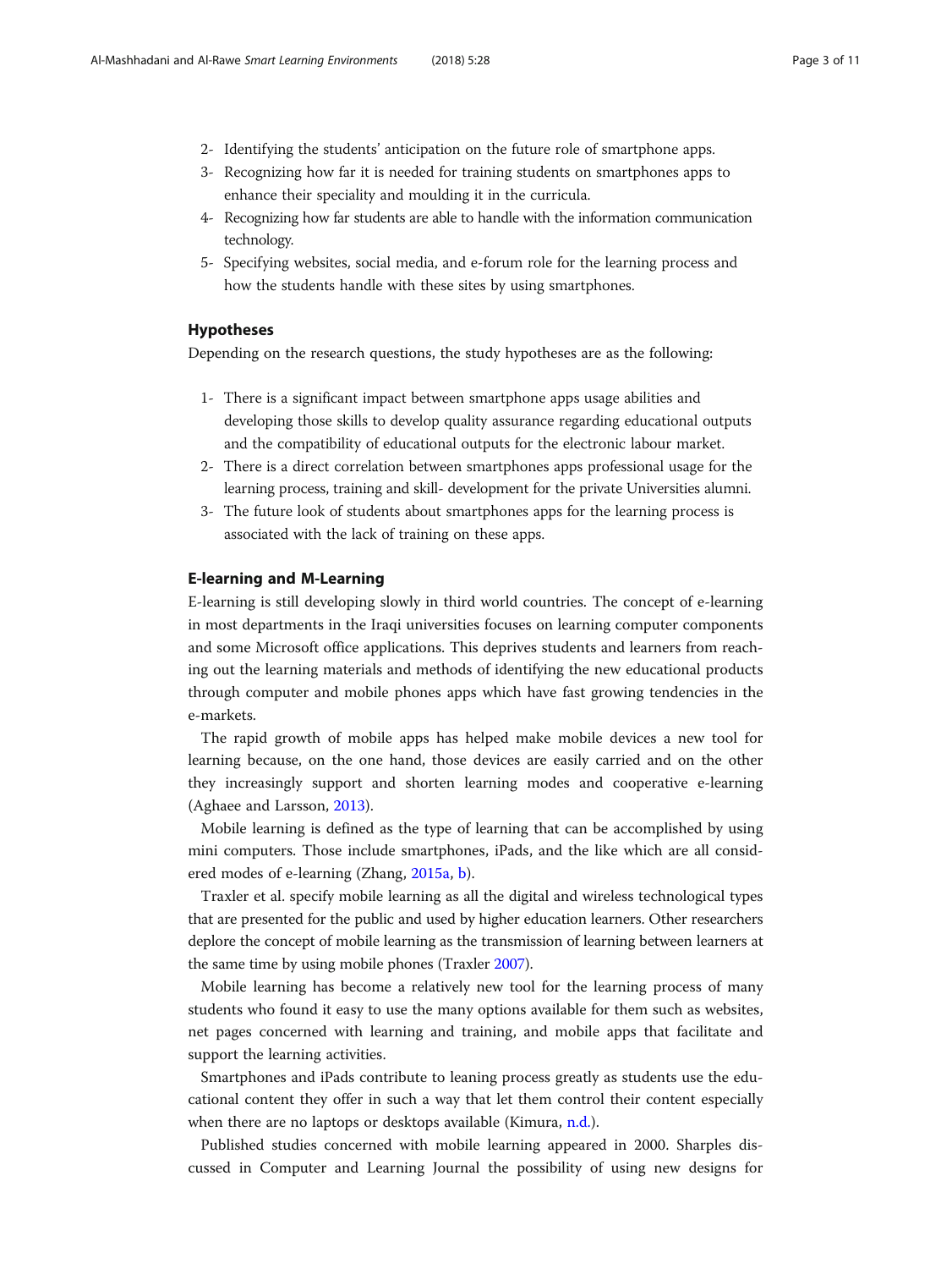2- Identifying the students' anticipation on the future role of smartphone apps.
3- Recognizing how far it is needed for training students on smartphones apps to enhance their speciality and moulding it in the curricula.
4- Recognizing how far students are able to handle with the information communication technology.
5- Specifying websites, social media, and e-forum role for the learning process and how the students handle with these sites by using smartphones.

### Hypotheses

Depending on the research questions, the study hypotheses are as the following:

1- There is a significant impact between smartphone apps usage abilities and developing those skills to develop quality assurance regarding educational outputs and the compatibility of educational outputs for the electronic labour market.
2- There is a direct correlation between smartphones apps professional usage for the learning process, training and skill- development for the private Universities alumni.
3- The future look of students about smartphones apps for the learning process is associated with the lack of training on these apps.

### E-learning and M-Learning

E-learning is still developing slowly in third world countries. The concept of e-learning in most departments in the Iraqi universities focuses on learning computer components and some Microsoft office applications. This deprives students and learners from reaching out the learning materials and methods of identifying the new educational products through computer and mobile phones apps which have fast growing tendencies in the e-markets.

The rapid growth of mobile apps has helped make mobile devices a new tool for learning because, on the one hand, those devices are easily carried and on the other they increasingly support and shorten learning modes and cooperative e-learning (Aghaee and Larsson, 2013).

Mobile learning is defined as the type of learning that can be accomplished by using mini computers. Those include smartphones, iPads, and the like which are all considered modes of e-learning (Zhang, 2015a, b).

Traxler et al. specify mobile learning as all the digital and wireless technological types that are presented for the public and used by higher education learners. Other researchers deplore the concept of mobile learning as the transmission of learning between learners at the same time by using mobile phones (Traxler 2007).

Mobile learning has become a relatively new tool for the learning process of many students who found it easy to use the many options available for them such as websites, net pages concerned with learning and training, and mobile apps that facilitate and support the learning activities.

Smartphones and iPads contribute to leaning process greatly as students use the educational content they offer in such a way that let them control their content especially when there are no laptops or desktops available (Kimura, n.d.).

Published studies concerned with mobile learning appeared in 2000. Sharples discussed in Computer and Learning Journal the possibility of using new designs for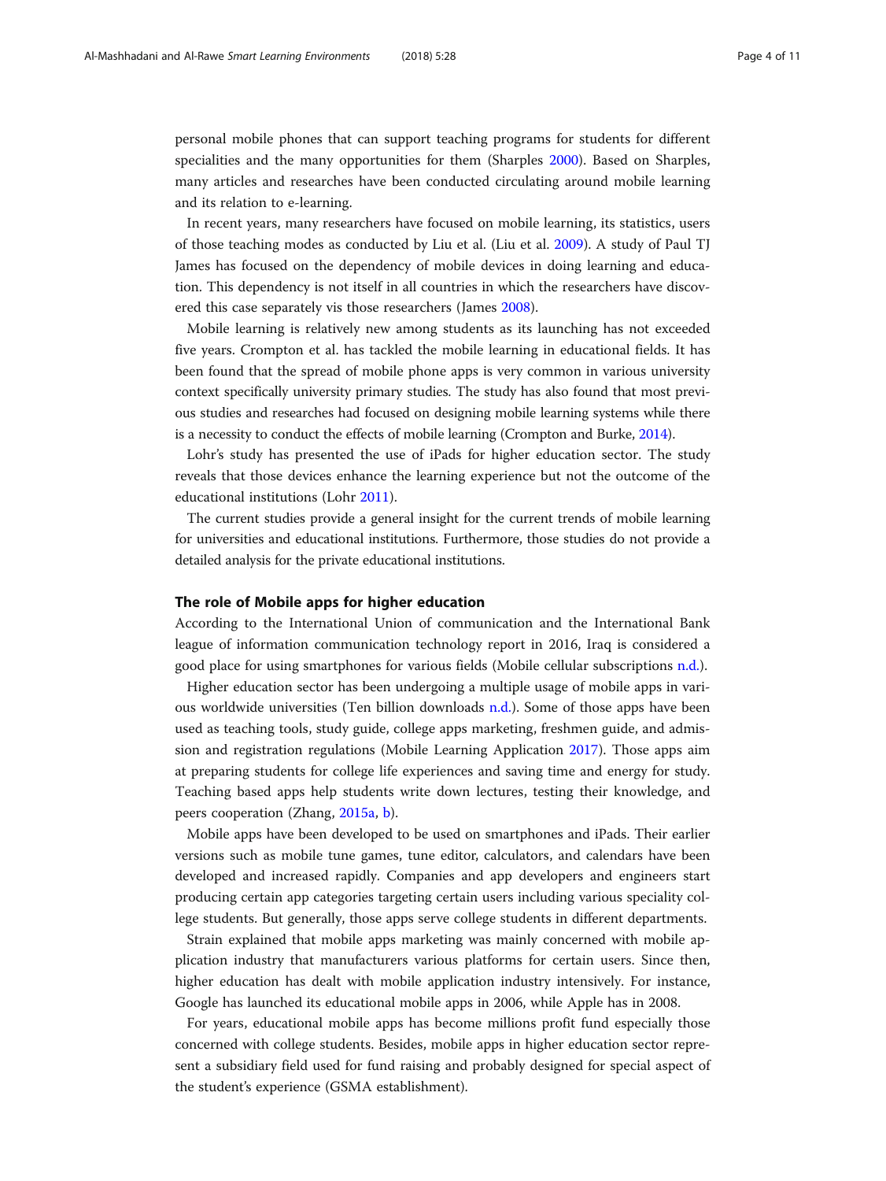personal mobile phones that can support teaching programs for students for different specialities and the many opportunities for them (Sharples 2000). Based on Sharples, many articles and researches have been conducted circulating around mobile learning and its relation to e-learning.

In recent years, many researchers have focused on mobile learning, its statistics, users of those teaching modes as conducted by Liu et al. (Liu et al. 2009). A study of Paul TJ James has focused on the dependency of mobile devices in doing learning and education. This dependency is not itself in all countries in which the researchers have discovered this case separately vis those researchers (James 2008).

Mobile learning is relatively new among students as its launching has not exceeded five years. Crompton et al. has tackled the mobile learning in educational fields. It has been found that the spread of mobile phone apps is very common in various university context specifically university primary studies. The study has also found that most previous studies and researches had focused on designing mobile learning systems while there is a necessity to conduct the effects of mobile learning (Crompton and Burke, 2014).

Lohr's study has presented the use of iPads for higher education sector. The study reveals that those devices enhance the learning experience but not the outcome of the educational institutions (Lohr 2011).

The current studies provide a general insight for the current trends of mobile learning for universities and educational institutions. Furthermore, those studies do not provide a detailed analysis for the private educational institutions.

## The role of Mobile apps for higher education

According to the International Union of communication and the International Bank league of information communication technology report in 2016, Iraq is considered a good place for using smartphones for various fields (Mobile cellular subscriptions n.d.).

Higher education sector has been undergoing a multiple usage of mobile apps in various worldwide universities (Ten billion downloads n.d.). Some of those apps have been used as teaching tools, study guide, college apps marketing, freshmen guide, and admission and registration regulations (Mobile Learning Application 2017). Those apps aim at preparing students for college life experiences and saving time and energy for study. Teaching based apps help students write down lectures, testing their knowledge, and peers cooperation (Zhang, 2015a, b).

Mobile apps have been developed to be used on smartphones and iPads. Their earlier versions such as mobile tune games, tune editor, calculators, and calendars have been developed and increased rapidly. Companies and app developers and engineers start producing certain app categories targeting certain users including various speciality college students. But generally, those apps serve college students in different departments.

Strain explained that mobile apps marketing was mainly concerned with mobile application industry that manufacturers various platforms for certain users. Since then, higher education has dealt with mobile application industry intensively. For instance, Google has launched its educational mobile apps in 2006, while Apple has in 2008.

For years, educational mobile apps has become millions profit fund especially those concerned with college students. Besides, mobile apps in higher education sector represent a subsidiary field used for fund raising and probably designed for special aspect of the student's experience (GSMA establishment).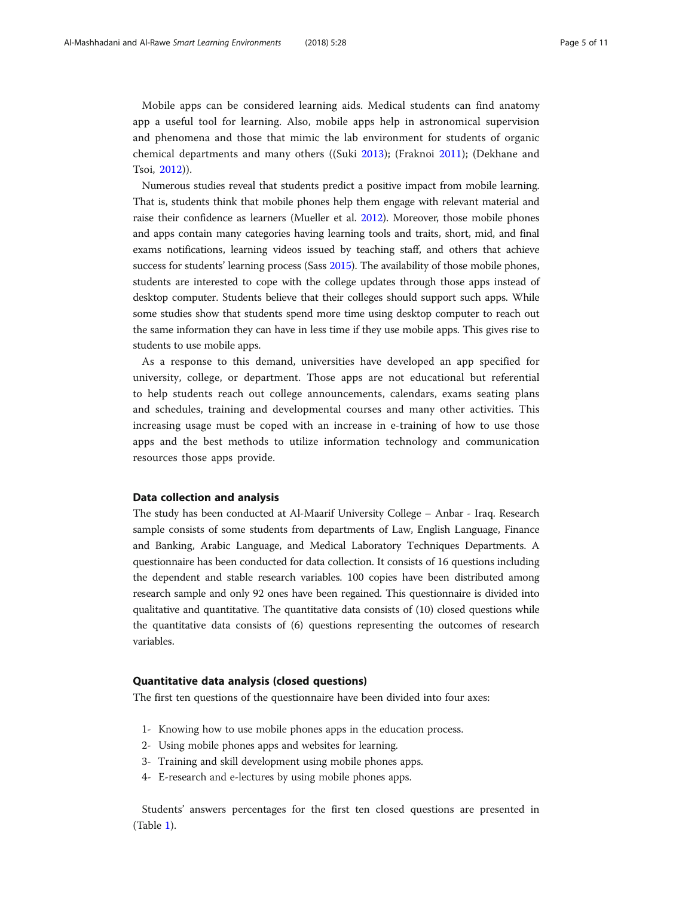Mobile apps can be considered learning aids. Medical students can find anatomy app a useful tool for learning. Also, mobile apps help in astronomical supervision and phenomena and those that mimic the lab environment for students of organic chemical departments and many others ((Suki 2013); (Fraknoi 2011); (Dekhane and Tsoi, 2012)).

Numerous studies reveal that students predict a positive impact from mobile learning. That is, students think that mobile phones help them engage with relevant material and raise their confidence as learners (Mueller et al. 2012). Moreover, those mobile phones and apps contain many categories having learning tools and traits, short, mid, and final exams notifications, learning videos issued by teaching staff, and others that achieve success for students' learning process (Sass 2015). The availability of those mobile phones, students are interested to cope with the college updates through those apps instead of desktop computer. Students believe that their colleges should support such apps. While some studies show that students spend more time using desktop computer to reach out the same information they can have in less time if they use mobile apps. This gives rise to students to use mobile apps.

As a response to this demand, universities have developed an app specified for university, college, or department. Those apps are not educational but referential to help students reach out college announcements, calendars, exams seating plans and schedules, training and developmental courses and many other activities. This increasing usage must be coped with an increase in e-training of how to use those apps and the best methods to utilize information technology and communication resources those apps provide.

### Data collection and analysis

The study has been conducted at Al-Maarif University College – Anbar - Iraq. Research sample consists of some students from departments of Law, English Language, Finance and Banking, Arabic Language, and Medical Laboratory Techniques Departments. A questionnaire has been conducted for data collection. It consists of 16 questions including the dependent and stable research variables. 100 copies have been distributed among research sample and only 92 ones have been regained. This questionnaire is divided into qualitative and quantitative. The quantitative data consists of (10) closed questions while the quantitative data consists of (6) questions representing the outcomes of research variables.

### Quantitative data analysis (closed questions)

The first ten questions of the questionnaire have been divided into four axes:

1- Knowing how to use mobile phones apps in the education process.
2- Using mobile phones apps and websites for learning.
3- Training and skill development using mobile phones apps.
4- E-research and e-lectures by using mobile phones apps.

Students' answers percentages for the first ten closed questions are presented in (Table 1).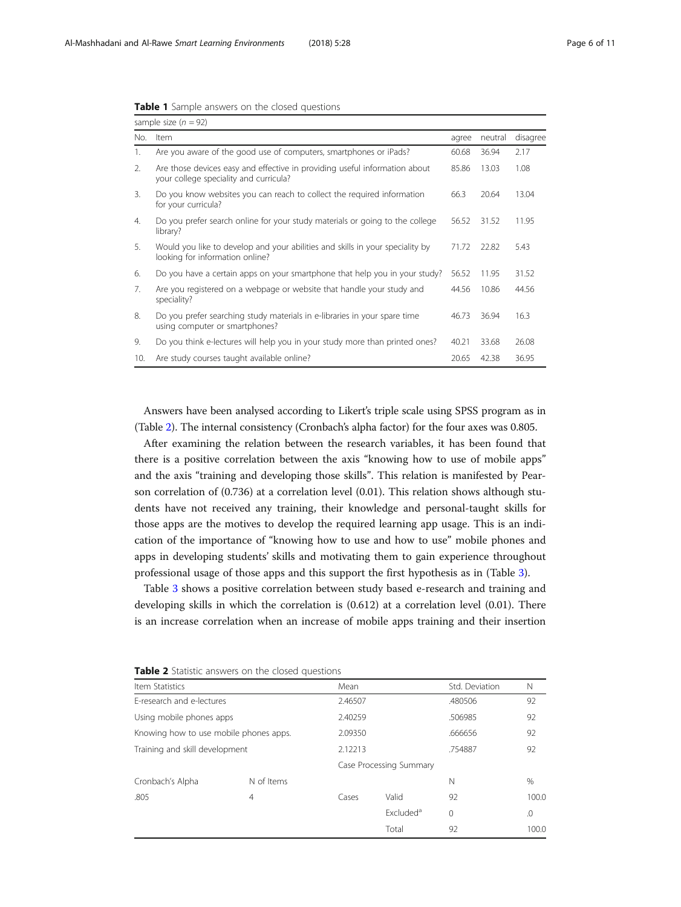**Table 1** Sample answers on the closed questions

| No. | Item | agree | neutral | disagree |
|---|---|---|---|---|
| sample size ($n$ = 92) | | | | |
| 1. | Are you aware of the good use of computers, smartphones or iPads? | 60.68 | 36.94 | 2.17 |
| 2. | Are those devices easy and effective in providing useful information about your college speciality and curricula? | 85.86 | 13.03 | 1.08 |
| 3. | Do you know websites you can reach to collect the required information for your curricula? | 66.3 | 20.64 | 13.04 |
| 4. | Do you prefer search online for your study materials or going to the college library? | 56.52 | 31.52 | 11.95 |
| 5. | Would you like to develop and your abilities and skills in your speciality by looking for information online? | 71.72 | 22.82 | 5.43 |
| 6. | Do you have a certain apps on your smartphone that help you in your study? | 56.52 | 11.95 | 31.52 |
| 7. | Are you registered on a webpage or website that handle your study and speciality? | 44.56 | 10.86 | 44.56 |
| 8. | Do you prefer searching study materials in e-libraries in your spare time using computer or smartphones? | 46.73 | 36.94 | 16.3 |
| 9. | Do you think e-lectures will help you in your study more than printed ones? | 40.21 | 33.68 | 26.08 |
| 10. | Are study courses taught available online? | 20.65 | 42.38 | 36.95 |

Answers have been analysed according to Likert's triple scale using SPSS program as in (Table 2). The internal consistency (Cronbach's alpha factor) for the four axes was 0.805.

After examining the relation between the research variables, it has been found that there is a positive correlation between the axis "knowing how to use of mobile apps" and the axis "training and developing those skills". This relation is manifested by Pearson correlation of (0.736) at a correlation level (0.01). This relation shows although students have not received any training, their knowledge and personal-taught skills for those apps are the motives to develop the required learning app usage. This is an indication of the importance of "knowing how to use and how to use" mobile phones and apps in developing students' skills and motivating them to gain experience throughout professional usage of those apps and this support the first hypothesis as in (Table 3).

Table 3 shows a positive correlation between study based e-research and training and developing skills in which the correlation is (0.612) at a correlation level (0.01). There is an increase correlation when an increase of mobile apps training and their insertion

**Table 2** Statistic answers on the closed questions

| Item Statistics | | Mean | | Std. Deviation | N |
|---|---|---|---|---|---|
| E-research and e-lectures | | 2.46507 | | .480506 | 92 |
| Using mobile phones apps | | 2.40259 | | .506985 | 92 |
| Knowing how to use mobile phones apps. | | 2.09350 | | .666656 | 92 |
| Training and skill development | | 2.12213 | | .754887 | 92 |
| | | Case Processing Summary | | | |
| Cronbach's Alpha | N of Items | | | N | % |
| .805 | 4 | Cases | Valid | 92 | 100.0 |
| | | | Excluded[a] | 0 | .0 |
| | | | Total | 92 | 100.0 |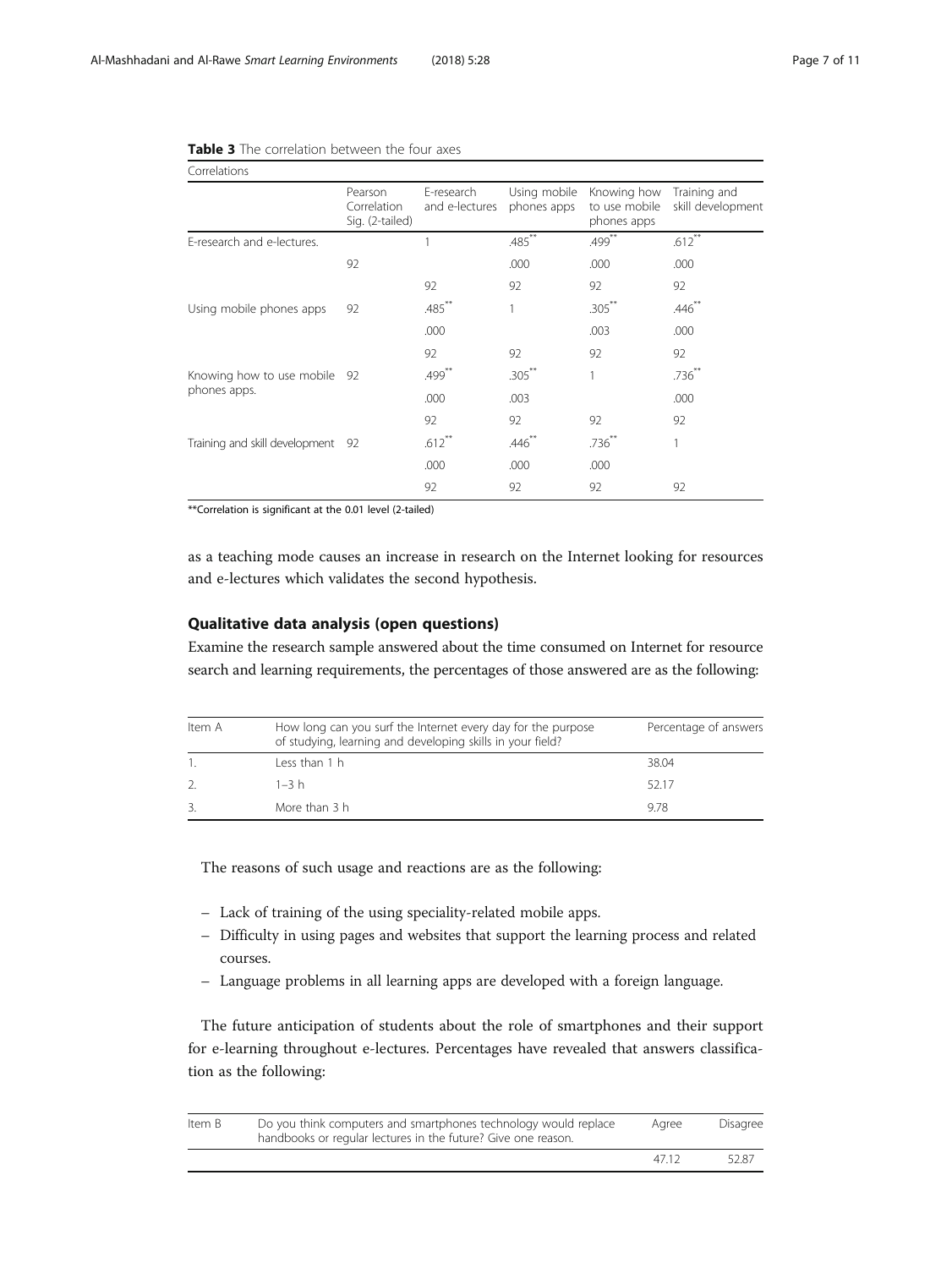**Table 3** The correlation between the four axes

| Correlations | | | | | |
|---|---|---|---|---|---|
| | Pearson Correlation Sig. (2-tailed) | E-research and e-lectures | Using mobile phones apps | Knowing how to use mobile phones apps | Training and skill development |
| E-research and e-lectures. | | 1 | .485** | .499** | .612** |
| | 92 | | .000 | .000 | .000 |
| | | 92 | 92 | 92 | 92 |
| Using mobile phones apps | 92 | .485** | 1 | .305** | .446** |
| | | .000 | | .003 | .000 |
| | | 92 | 92 | 92 | 92 |
| Knowing how to use mobile phones apps. | 92 | .499** | .305** | 1 | .736** |
| | | .000 | .003 | | .000 |
| | | 92 | 92 | 92 | 92 |
| Training and skill development | 92 | .612** | .446** | .736** | 1 |
| | | .000 | .000 | .000 | |
| | | 92 | 92 | 92 | 92 |

**Correlation is significant at the 0.01 level (2-tailed)

as a teaching mode causes an increase in research on the Internet looking for resources and e-lectures which validates the second hypothesis.

### Qualitative data analysis (open questions)

Examine the research sample answered about the time consumed on Internet for resource search and learning requirements, the percentages of those answered are as the following:

| Item A | How long can you surf the Internet every day for the purpose of studying, learning and developing skills in your field? | Percentage of answers |
|---|---|---|
| 1. | Less than 1 h | 38.04 |
| 2. | 1–3 h | 52.17 |
| 3. | More than 3 h | 9.78 |

The reasons of such usage and reactions are as the following:

- Lack of training of the using speciality-related mobile apps.
- Difficulty in using pages and websites that support the learning process and related courses.
- Language problems in all learning apps are developed with a foreign language.

The future anticipation of students about the role of smartphones and their support for e-learning throughout e-lectures. Percentages have revealed that answers classification as the following:

| Item B | Do you think computers and smartphones technology would replace handbooks or regular lectures in the future? Give one reason. | Agree | Disagree |
|---|---|---|---|
| | | 47.12 | 52.87 |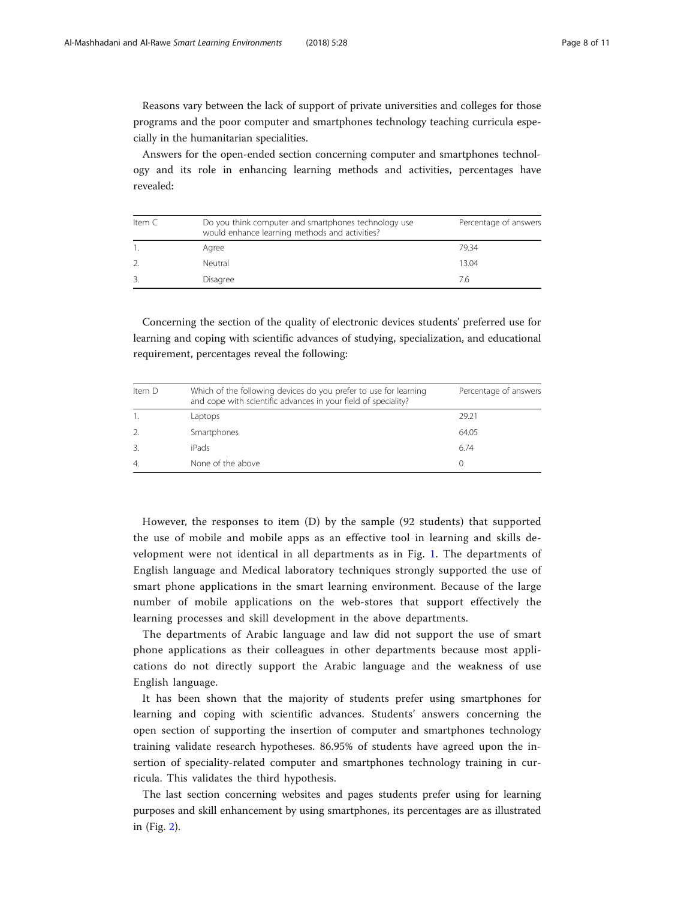Reasons vary between the lack of support of private universities and colleges for those programs and the poor computer and smartphones technology teaching curricula especially in the humanitarian specialities.

Answers for the open-ended section concerning computer and smartphones technology and its role in enhancing learning methods and activities, percentages have revealed:

| Item C | Do you think computer and smartphones technology use would enhance learning methods and activities? | Percentage of answers |
|---|---|---|
| 1. | Agree | 79.34 |
| 2. | Neutral | 13.04 |
| 3. | Disagree | 7.6 |

Concerning the section of the quality of electronic devices students' preferred use for learning and coping with scientific advances of studying, specialization, and educational requirement, percentages reveal the following:

| Item D | Which of the following devices do you prefer to use for learning and cope with scientific advances in your field of speciality? | Percentage of answers |
|---|---|---|
| 1. | Laptops | 29.21 |
| 2. | Smartphones | 64.05 |
| 3. | iPads | 6.74 |
| 4. | None of the above | 0 |

However, the responses to item (D) by the sample (92 students) that supported the use of mobile and mobile apps as an effective tool in learning and skills development were not identical in all departments as in Fig. 1. The departments of English language and Medical laboratory techniques strongly supported the use of smart phone applications in the smart learning environment. Because of the large number of mobile applications on the web-stores that support effectively the learning processes and skill development in the above departments.

The departments of Arabic language and law did not support the use of smart phone applications as their colleagues in other departments because most applications do not directly support the Arabic language and the weakness of use English language.

It has been shown that the majority of students prefer using smartphones for learning and coping with scientific advances. Students' answers concerning the open section of supporting the insertion of computer and smartphones technology training validate research hypotheses. 86.95% of students have agreed upon the insertion of speciality-related computer and smartphones technology training in curricula. This validates the third hypothesis.

The last section concerning websites and pages students prefer using for learning purposes and skill enhancement by using smartphones, its percentages are as illustrated in (Fig. 2).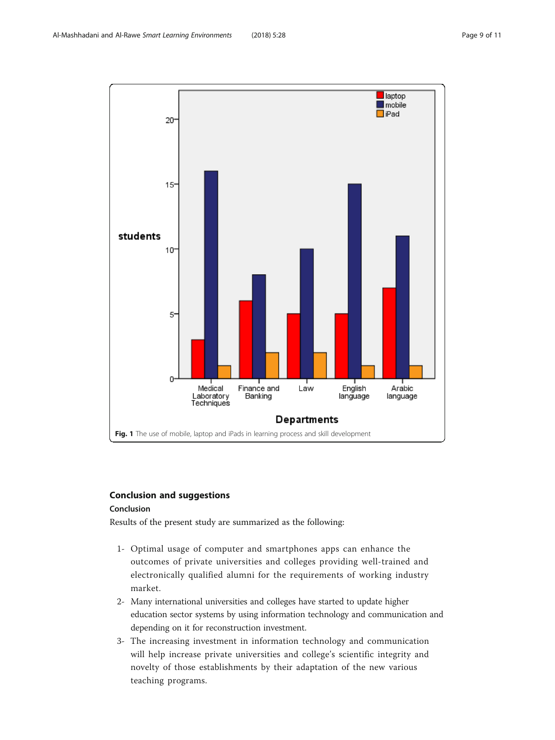Fig. 1 The use of mobile, laptop and iPads in learning process and skill development

## Conclusion and suggestions

### Conclusion

Results of the present study are summarized as the following:

1- Optimal usage of computer and smartphones apps can enhance the outcomes of private universities and colleges providing well-trained and electronically qualified alumni for the requirements of working industry market.

2- Many international universities and colleges have started to update higher education sector systems by using information technology and communication and depending on it for reconstruction investment.

3- The increasing investment in information technology and communication will help increase private universities and college's scientific integrity and novelty of those establishments by their adaptation of the new various teaching programs.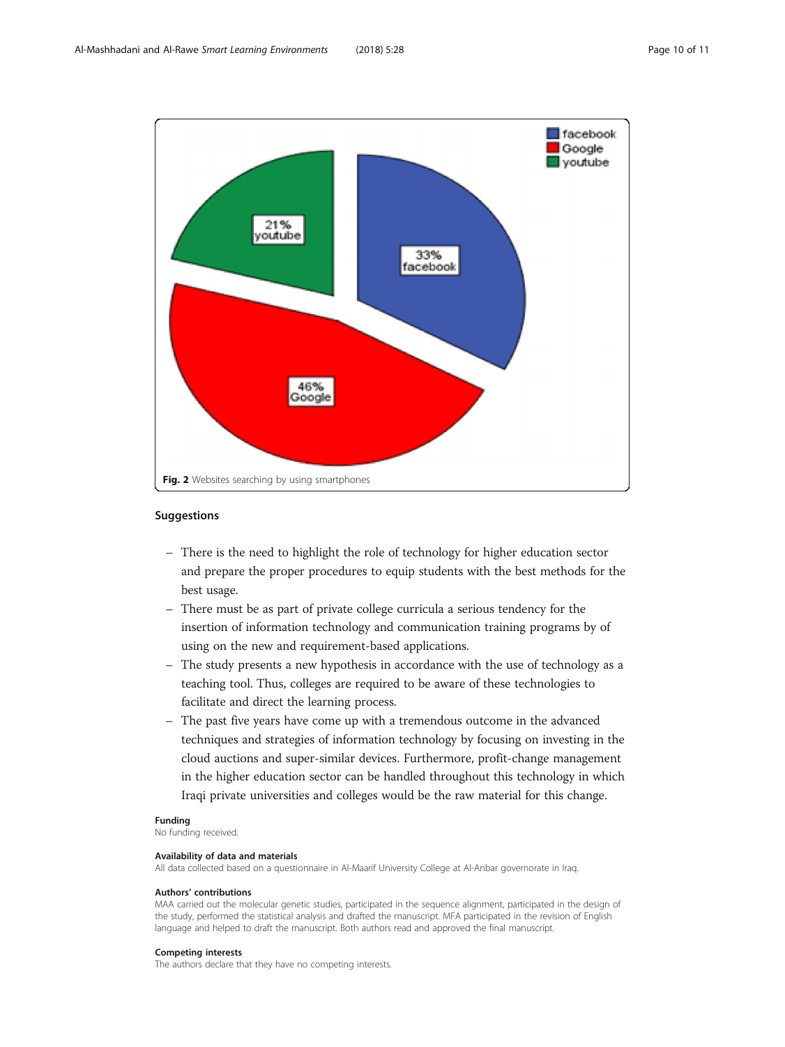facebook
Google
youtube

21%
youtube

33%
facebook

46%
Google

**Fig. 2** Websites searching by using smartphones

## Suggestions

- There is the need to highlight the role of technology for higher education sector and prepare the proper procedures to equip students with the best methods for the best usage.
- There must be as part of private college curricula a serious tendency for the insertion of information technology and communication training programs by of using on the new and requirement-based applications.
- The study presents a new hypothesis in accordance with the use of technology as a teaching tool. Thus, colleges are required to be aware of these technologies to facilitate and direct the learning process.
- The past five years have come up with a tremendous outcome in the advanced techniques and strategies of information technology by focusing on investing in the cloud auctions and super-similar devices. Furthermore, profit-change management in the higher education sector can be handled throughout this technology in which Iraqi private universities and colleges would be the raw material for this change.

#### Funding

No funding received.

#### Availability of data and materials

All data collected based on a questionnaire in Al-Maarif University College at Al-Anbar governorate in Iraq.

#### Authors' contributions

MAA carried out the molecular genetic studies, participated in the sequence alignment, participated in the design of the study, performed the statistical analysis and drafted the manuscript. MFA participated in the revision of English language and helped to draft the manuscript. Both authors read and approved the final manuscript.

#### Competing interests

The authors declare that they have no competing interests.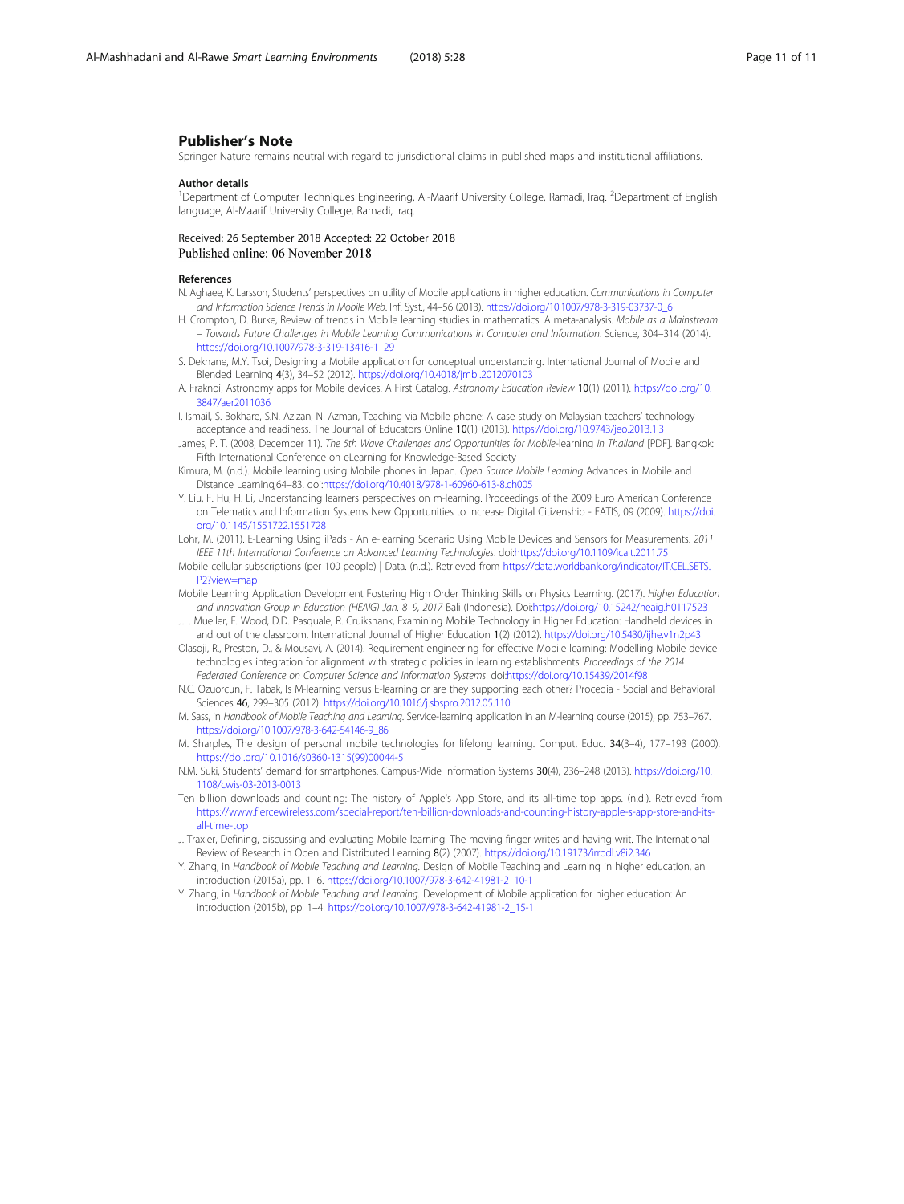## Publisher's Note

Springer Nature remains neutral with regard to jurisdictional claims in published maps and institutional affiliations.

### Author details

[1]Department of Computer Techniques Engineering, Al-Maarif University College, Ramadi, Iraq. [2]Department of English language, Al-Maarif University College, Ramadi, Iraq.

Received: 26 September 2018 Accepted: 22 October 2018
Published online: 06 November 2018

### References

N. Aghaee, K. Larsson, Students' perspectives on utility of Mobile applications in higher education. *Communications in Computer and Information Science Trends in Mobile Web*. Inf. Syst., 44–56 (2013). https://doi.org/10.1007/978-3-319-03737-0_6

H. Crompton, D. Burke, Review of trends in Mobile learning studies in mathematics: A meta-analysis. *Mobile as a Mainstream – Towards Future Challenges in Mobile Learning Communications in Computer and Information*. Science, 304–314 (2014). https://doi.org/10.1007/978-3-319-13416-1_29

S. Dekhane, M.Y. Tsoi, Designing a Mobile application for conceptual understanding. International Journal of Mobile and Blended Learning **4**(3), 34–52 (2012). https://doi.org/10.4018/jmbl.2012070103

A. Fraknoi, Astronomy apps for Mobile devices. A First Catalog. *Astronomy Education Review* **10**(1) (2011). https://doi.org/10.3847/aer2011036

I. Ismail, S. Bokhare, S.N. Azizan, N. Azman, Teaching via Mobile phone: A case study on Malaysian teachers' technology acceptance and readiness. The Journal of Educators Online **10**(1) (2013). https://doi.org/10.9743/jeo.2013.1.3

James, P. T. (2008, December 11). *The 5th Wave Challenges and Opportunities for Mobile-*learning *in Thailand* [PDF]. Bangkok: Fifth International Conference on eLearning for Knowledge-Based Society

Kimura, M. (n.d.). Mobile learning using Mobile phones in Japan. *Open Source Mobile Learning* Advances in Mobile and Distance Learning,64–83. doi:https://doi.org/10.4018/978-1-60960-613-8.ch005

Y. Liu, F. Hu, H. Li, Understanding learners perspectives on m-learning. Proceedings of the 2009 Euro American Conference on Telematics and Information Systems New Opportunities to Increase Digital Citizenship - EATIS, 09 (2009). https://doi.org/10.1145/1551722.1551728

Lohr, M. (2011). E-Learning Using iPads - An e-learning Scenario Using Mobile Devices and Sensors for Measurements. *2011 IEEE 11th International Conference on Advanced Learning Technologies*. doi:https://doi.org/10.1109/icalt.2011.75

Mobile cellular subscriptions (per 100 people) | Data. (n.d.). Retrieved from https://data.worldbank.org/indicator/IT.CEL.SETS.P2?view=map

Mobile Learning Application Development Fostering High Order Thinking Skills on Physics Learning. (2017). *Higher Education and Innovation Group in Education (HEAIG) Jan. 8–9, 2017* Bali (Indonesia). Doi:https://doi.org/10.15242/heaig.h0117523

J.L. Mueller, E. Wood, D.D. Pasquale, R. Cruikshank, Examining Mobile Technology in Higher Education: Handheld devices in and out of the classroom. International Journal of Higher Education **1**(2) (2012). https://doi.org/10.5430/ijhe.v1n2p43

Olasoji, R., Preston, D., & Mousavi, A. (2014). Requirement engineering for effective Mobile learning: Modelling Mobile device technologies integration for alignment with strategic policies in learning establishments. *Proceedings of the 2014 Federated Conference on Computer Science and Information Systems*. doi:https://doi.org/10.15439/2014f98

N.C. Ozuorcun, F. Tabak, Is M-learning versus E-learning or are they supporting each other? Procedia - Social and Behavioral Sciences **46**, 299–305 (2012). https://doi.org/10.1016/j.sbspro.2012.05.110

M. Sass, in *Handbook of Mobile Teaching and Learning*. Service-learning application in an M-learning course (2015), pp. 753–767. https://doi.org/10.1007/978-3-642-54146-9_86

M. Sharples, The design of personal mobile technologies for lifelong learning. Comput. Educ. **34**(3–4), 177–193 (2000). https://doi.org/10.1016/s0360-1315(99)00044-5

N.M. Suki, Students' demand for smartphones. Campus-Wide Information Systems **30**(4), 236–248 (2013). https://doi.org/10.1108/cwis-03-2013-0013

Ten billion downloads and counting: The history of Apple's App Store, and its all-time top apps. (n.d.). Retrieved from https://www.fiercewireless.com/special-report/ten-billion-downloads-and-counting-history-apple-s-app-store-and-its-all-time-top

J. Traxler, Defining, discussing and evaluating Mobile learning: The moving finger writes and having writ. The International Review of Research in Open and Distributed Learning **8**(2) (2007). https://doi.org/10.19173/irrodl.v8i2.346

Y. Zhang, in *Handbook of Mobile Teaching and Learning*. Design of Mobile Teaching and Learning in higher education, an introduction (2015a), pp. 1–6. https://doi.org/10.1007/978-3-642-41981-2_10-1

Y. Zhang, in *Handbook of Mobile Teaching and Learning*. Development of Mobile application for higher education: An introduction (2015b), pp. 1–4. https://doi.org/10.1007/978-3-642-41981-2_15-1